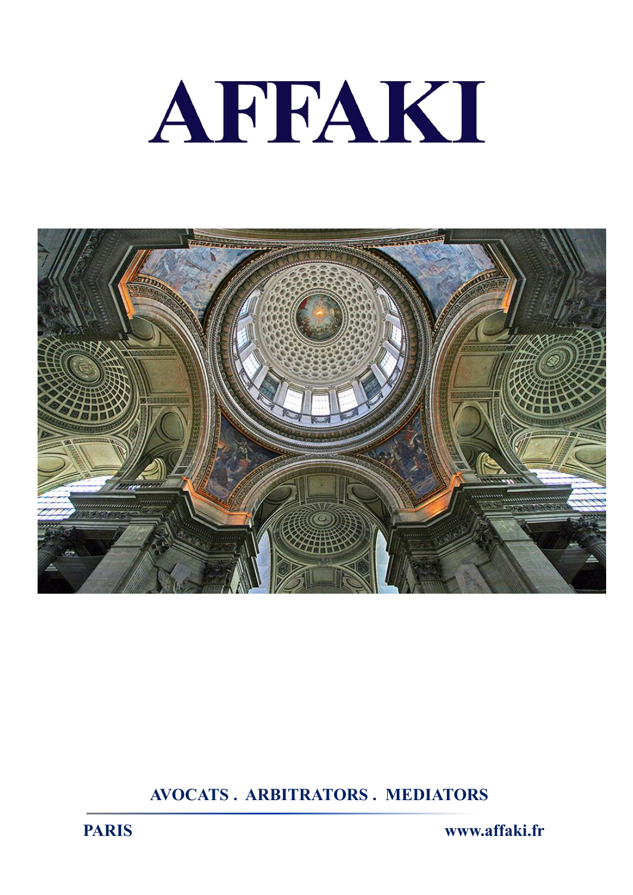# AFFAKI

**AVOCATS . ARBITRATORS . MEDIATORS**

**PARIS** **www.affaki.fr**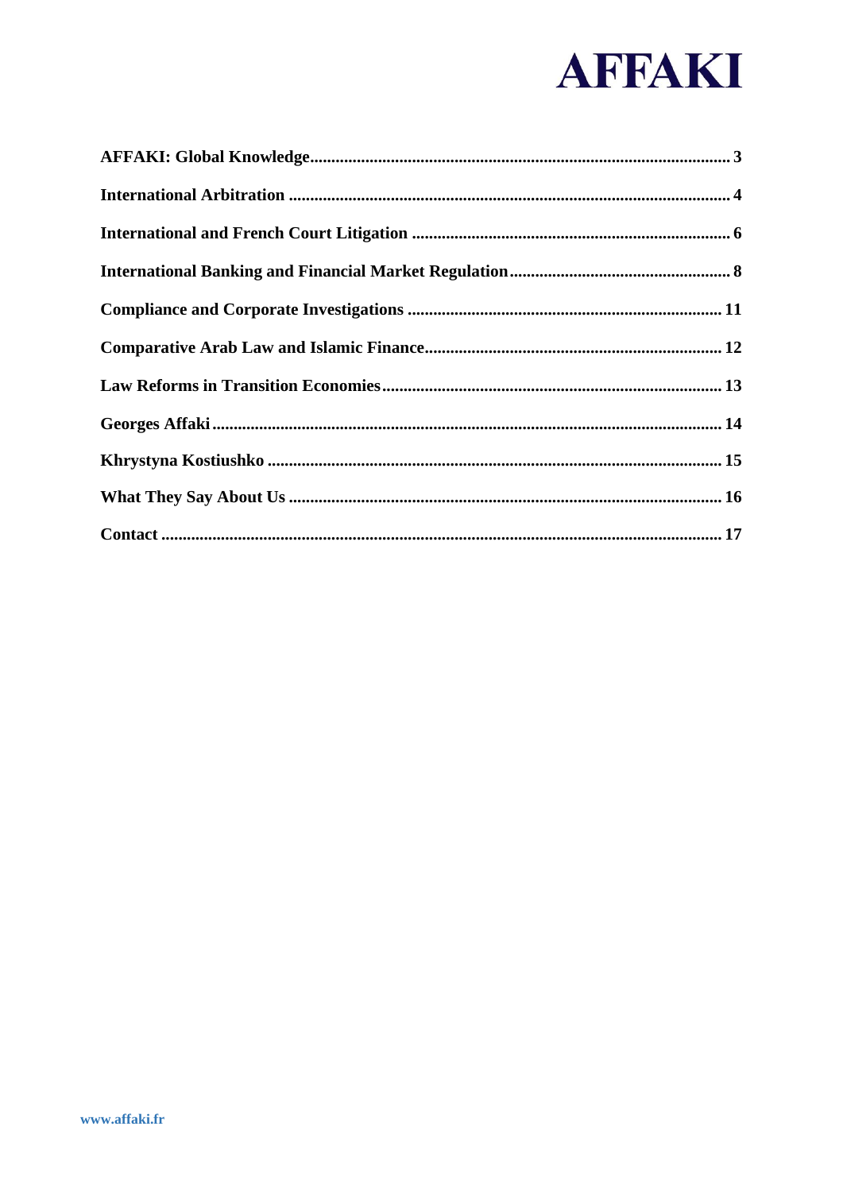# AFFAKI

| | |
|---|---|
| AFFAKI: Global Knowledge | 3 |
| International Arbitration | 4 |
| International and French Court Litigation | 6 |
| International Banking and Financial Market Regulation | 8 |
| Compliance and Corporate Investigations | 11 |
| Comparative Arab Law and Islamic Finance | 12 |
| Law Reforms in Transition Economies | 13 |
| Georges Affaki | 14 |
| Khrystyna Kostiushko | 15 |
| What They Say About Us | 16 |
| Contact | 17 |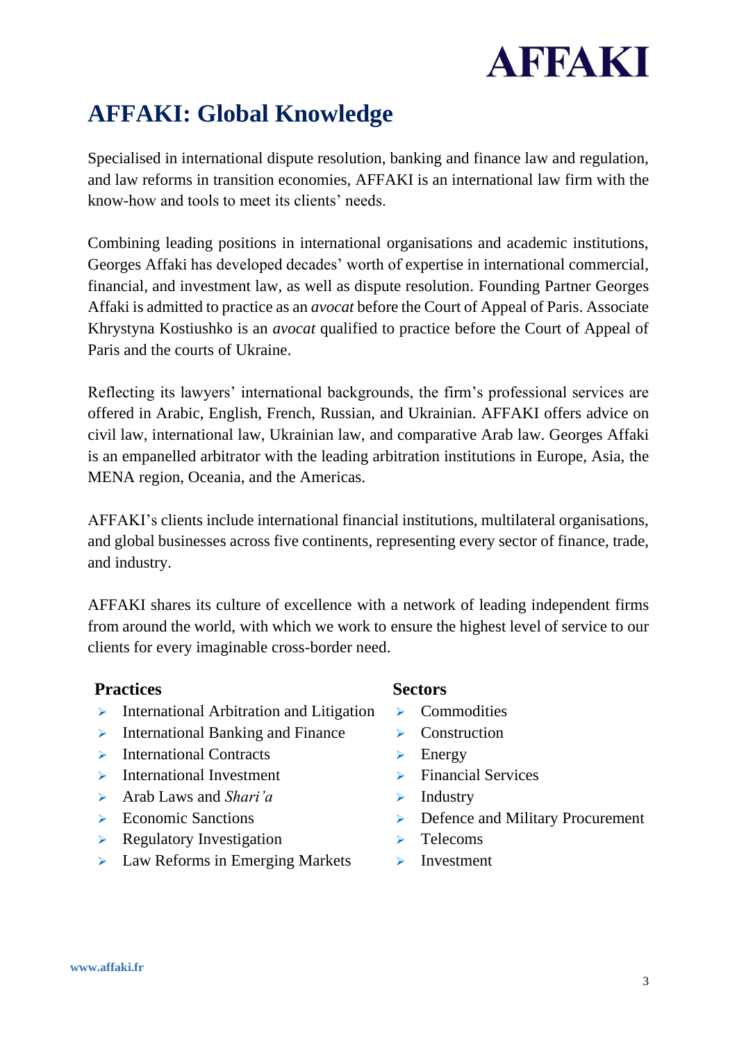AFFAKI

# AFFAKI: Global Knowledge

Specialised in international dispute resolution, banking and finance law and regulation, and law reforms in transition economies, AFFAKI is an international law firm with the know-how and tools to meet its clients' needs.

Combining leading positions in international organisations and academic institutions, Georges Affaki has developed decades' worth of expertise in international commercial, financial, and investment law, as well as dispute resolution. Founding Partner Georges Affaki is admitted to practice as an *avocat* before the Court of Appeal of Paris. Associate Khrystyna Kostiushko is an *avocat* qualified to practice before the Court of Appeal of Paris and the courts of Ukraine.

Reflecting its lawyers' international backgrounds, the firm's professional services are offered in Arabic, English, French, Russian, and Ukrainian. AFFAKI offers advice on civil law, international law, Ukrainian law, and comparative Arab law. Georges Affaki is an empanelled arbitrator with the leading arbitration institutions in Europe, Asia, the MENA region, Oceania, and the Americas.

AFFAKI's clients include international financial institutions, multilateral organisations, and global businesses across five continents, representing every sector of finance, trade, and industry.

AFFAKI shares its culture of excellence with a network of leading independent firms from around the world, with which we work to ensure the highest level of service to our clients for every imaginable cross-border need.

**Practices**

- International Arbitration and Litigation
- International Banking and Finance
- International Contracts
- International Investment
- Arab Laws and *Shari'a*
- Economic Sanctions
- Regulatory Investigation
- Law Reforms in Emerging Markets

**Sectors**

- Commodities
- Construction
- Energy
- Financial Services
- Industry
- Defence and Military Procurement
- Telecoms
- Investment

www.affaki.fr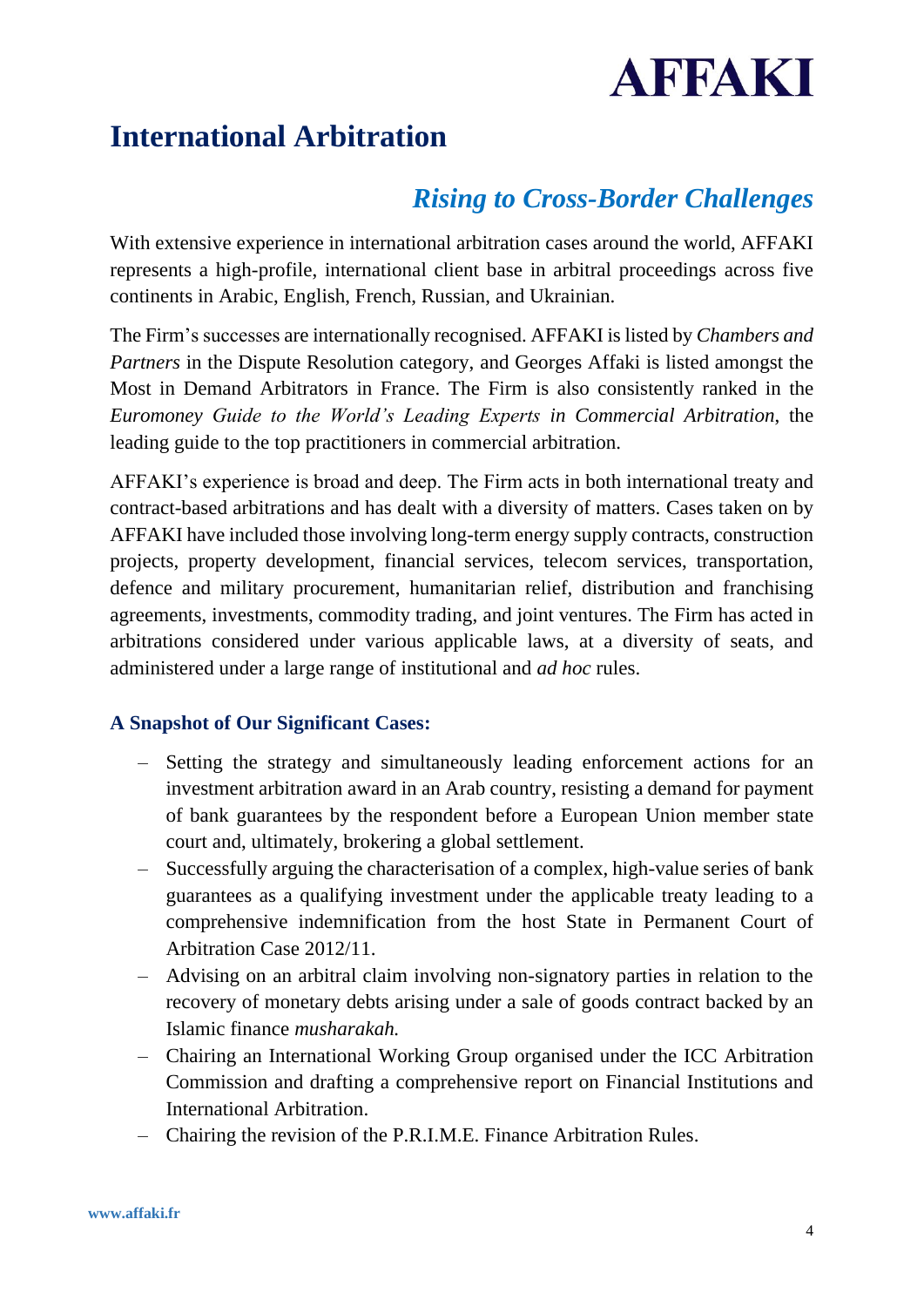# International Arbitration

## *Rising to Cross-Border Challenges*

With extensive experience in international arbitration cases around the world, AFFAKI represents a high-profile, international client base in arbitral proceedings across five continents in Arabic, English, French, Russian, and Ukrainian.

The Firm's successes are internationally recognised. AFFAKI is listed by *Chambers and Partners* in the Dispute Resolution category, and Georges Affaki is listed amongst the Most in Demand Arbitrators in France. The Firm is also consistently ranked in the *Euromoney Guide to the World's Leading Experts in Commercial Arbitration*, the leading guide to the top practitioners in commercial arbitration.

AFFAKI's experience is broad and deep. The Firm acts in both international treaty and contract-based arbitrations and has dealt with a diversity of matters. Cases taken on by AFFAKI have included those involving long-term energy supply contracts, construction projects, property development, financial services, telecom services, transportation, defence and military procurement, humanitarian relief, distribution and franchising agreements, investments, commodity trading, and joint ventures. The Firm has acted in arbitrations considered under various applicable laws, at a diversity of seats, and administered under a large range of institutional and *ad hoc* rules.

### A Snapshot of Our Significant Cases:

- Setting the strategy and simultaneously leading enforcement actions for an investment arbitration award in an Arab country, resisting a demand for payment of bank guarantees by the respondent before a European Union member state court and, ultimately, brokering a global settlement.
- Successfully arguing the characterisation of a complex, high-value series of bank guarantees as a qualifying investment under the applicable treaty leading to a comprehensive indemnification from the host State in Permanent Court of Arbitration Case 2012/11.
- Advising on an arbitral claim involving non-signatory parties in relation to the recovery of monetary debts arising under a sale of goods contract backed by an Islamic finance *musharakah.*
- Chairing an International Working Group organised under the ICC Arbitration Commission and drafting a comprehensive report on Financial Institutions and International Arbitration.
- Chairing the revision of the P.R.I.M.E. Finance Arbitration Rules.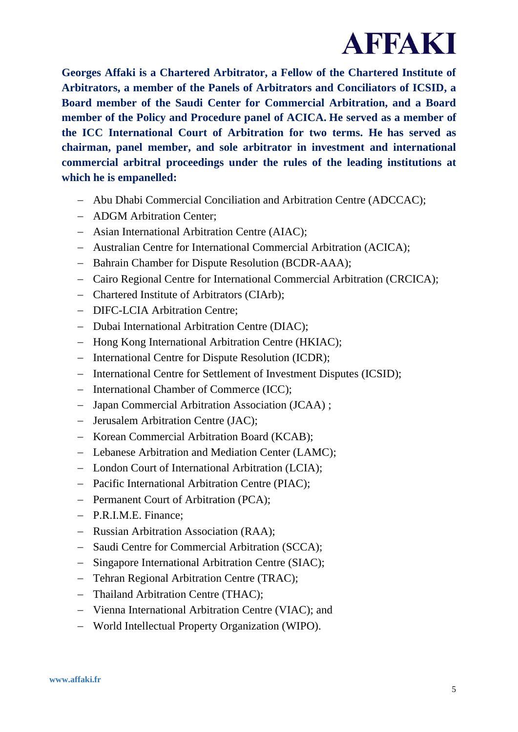**Georges Affaki is a Chartered Arbitrator, a Fellow of the Chartered Institute of Arbitrators, a member of the Panels of Arbitrators and Conciliators of ICSID, a Board member of the Saudi Center for Commercial Arbitration, and a Board member of the Policy and Procedure panel of ACICA. He served as a member of the ICC International Court of Arbitration for two terms. He has served as chairman, panel member, and sole arbitrator in investment and international commercial arbitral proceedings under the rules of the leading institutions at which he is empanelled:**

- Abu Dhabi Commercial Conciliation and Arbitration Centre (ADCCAC);
- ADGM Arbitration Center;
- Asian International Arbitration Centre (AIAC);
- Australian Centre for International Commercial Arbitration (ACICA);
- Bahrain Chamber for Dispute Resolution (BCDR-AAA);
- Cairo Regional Centre for International Commercial Arbitration (CRCICA);
- Chartered Institute of Arbitrators (CIArb);
- DIFC-LCIA Arbitration Centre;
- Dubai International Arbitration Centre (DIAC);
- Hong Kong International Arbitration Centre (HKIAC);
- International Centre for Dispute Resolution (ICDR);
- International Centre for Settlement of Investment Disputes (ICSID);
- International Chamber of Commerce (ICC);
- Japan Commercial Arbitration Association (JCAA) ;
- Jerusalem Arbitration Centre (JAC);
- Korean Commercial Arbitration Board (KCAB);
- Lebanese Arbitration and Mediation Center (LAMC);
- London Court of International Arbitration (LCIA);
- Pacific International Arbitration Centre (PIAC);
- Permanent Court of Arbitration (PCA);
- P.R.I.M.E. Finance;
- Russian Arbitration Association (RAA);
- Saudi Centre for Commercial Arbitration (SCCA);
- Singapore International Arbitration Centre (SIAC);
- Tehran Regional Arbitration Centre (TRAC);
- Thailand Arbitration Centre (THAC);
- Vienna International Arbitration Centre (VIAC); and
- World Intellectual Property Organization (WIPO).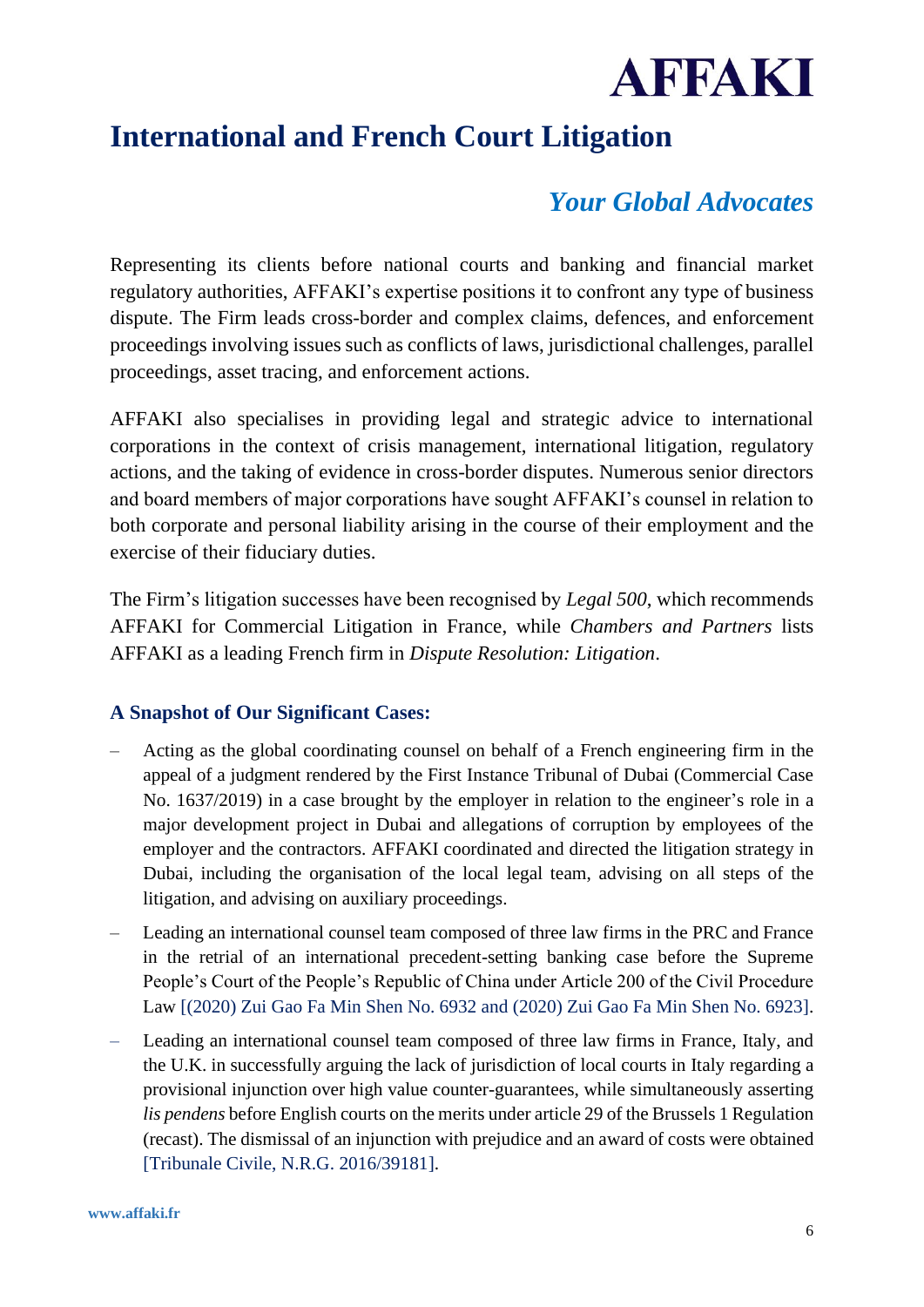# International and French Court Litigation

## *Your Global Advocates*

Representing its clients before national courts and banking and financial market regulatory authorities, AFFAKI's expertise positions it to confront any type of business dispute. The Firm leads cross-border and complex claims, defences, and enforcement proceedings involving issues such as conflicts of laws, jurisdictional challenges, parallel proceedings, asset tracing, and enforcement actions.

AFFAKI also specialises in providing legal and strategic advice to international corporations in the context of crisis management, international litigation, regulatory actions, and the taking of evidence in cross-border disputes. Numerous senior directors and board members of major corporations have sought AFFAKI's counsel in relation to both corporate and personal liability arising in the course of their employment and the exercise of their fiduciary duties.

The Firm's litigation successes have been recognised by *Legal 500*, which recommends AFFAKI for Commercial Litigation in France, while *Chambers and Partners* lists AFFAKI as a leading French firm in *Dispute Resolution: Litigation*.

### A Snapshot of Our Significant Cases:

- Acting as the global coordinating counsel on behalf of a French engineering firm in the appeal of a judgment rendered by the First Instance Tribunal of Dubai (Commercial Case No. 1637/2019) in a case brought by the employer in relation to the engineer's role in a major development project in Dubai and allegations of corruption by employees of the employer and the contractors. AFFAKI coordinated and directed the litigation strategy in Dubai, including the organisation of the local legal team, advising on all steps of the litigation, and advising on auxiliary proceedings.
- Leading an international counsel team composed of three law firms in the PRC and France in the retrial of an international precedent-setting banking case before the Supreme People's Court of the People's Republic of China under Article 200 of the Civil Procedure Law [(2020) Zui Gao Fa Min Shen No. 6932 and (2020) Zui Gao Fa Min Shen No. 6923].
- Leading an international counsel team composed of three law firms in France, Italy, and the U.K. in successfully arguing the lack of jurisdiction of local courts in Italy regarding a provisional injunction over high value counter-guarantees, while simultaneously asserting *lis pendens* before English courts on the merits under article 29 of the Brussels 1 Regulation (recast). The dismissal of an injunction with prejudice and an award of costs were obtained [Tribunale Civile, N.R.G. 2016/39181].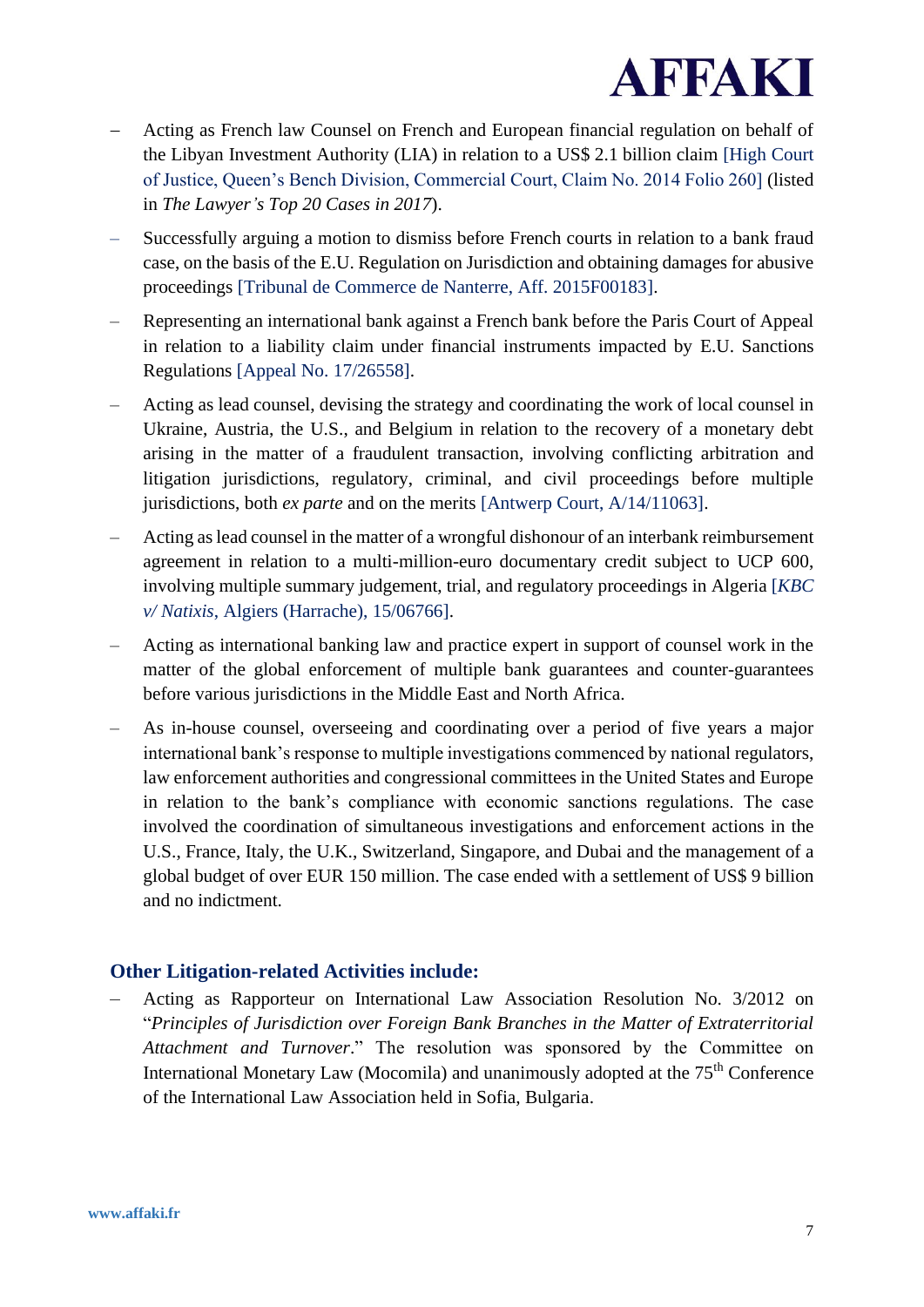- Acting as French law Counsel on French and European financial regulation on behalf of the Libyan Investment Authority (LIA) in relation to a US$ 2.1 billion claim [High Court of Justice, Queen's Bench Division, Commercial Court, Claim No. 2014 Folio 260] (listed in *The Lawyer's Top 20 Cases in 2017*).
- Successfully arguing a motion to dismiss before French courts in relation to a bank fraud case, on the basis of the E.U. Regulation on Jurisdiction and obtaining damages for abusive proceedings [Tribunal de Commerce de Nanterre, Aff. 2015F00183].
- Representing an international bank against a French bank before the Paris Court of Appeal in relation to a liability claim under financial instruments impacted by E.U. Sanctions Regulations [Appeal No. 17/26558].
- Acting as lead counsel, devising the strategy and coordinating the work of local counsel in Ukraine, Austria, the U.S., and Belgium in relation to the recovery of a monetary debt arising in the matter of a fraudulent transaction, involving conflicting arbitration and litigation jurisdictions, regulatory, criminal, and civil proceedings before multiple jurisdictions, both *ex parte* and on the merits [Antwerp Court, A/14/11063].
- Acting as lead counsel in the matter of a wrongful dishonour of an interbank reimbursement agreement in relation to a multi-million-euro documentary credit subject to UCP 600, involving multiple summary judgement, trial, and regulatory proceedings in Algeria [*KBC v/ Natixis*, Algiers (Harrache), 15/06766].
- Acting as international banking law and practice expert in support of counsel work in the matter of the global enforcement of multiple bank guarantees and counter-guarantees before various jurisdictions in the Middle East and North Africa.
- As in-house counsel, overseeing and coordinating over a period of five years a major international bank's response to multiple investigations commenced by national regulators, law enforcement authorities and congressional committees in the United States and Europe in relation to the bank's compliance with economic sanctions regulations. The case involved the coordination of simultaneous investigations and enforcement actions in the U.S., France, Italy, the U.K., Switzerland, Singapore, and Dubai and the management of a global budget of over EUR 150 million. The case ended with a settlement of US$ 9 billion and no indictment.

### Other Litigation-related Activities include:

- Acting as Rapporteur on International Law Association Resolution No. 3/2012 on "*Principles of Jurisdiction over Foreign Bank Branches in the Matter of Extraterritorial Attachment and Turnover*." The resolution was sponsored by the Committee on International Monetary Law (Mocomila) and unanimously adopted at the 75th Conference of the International Law Association held in Sofia, Bulgaria.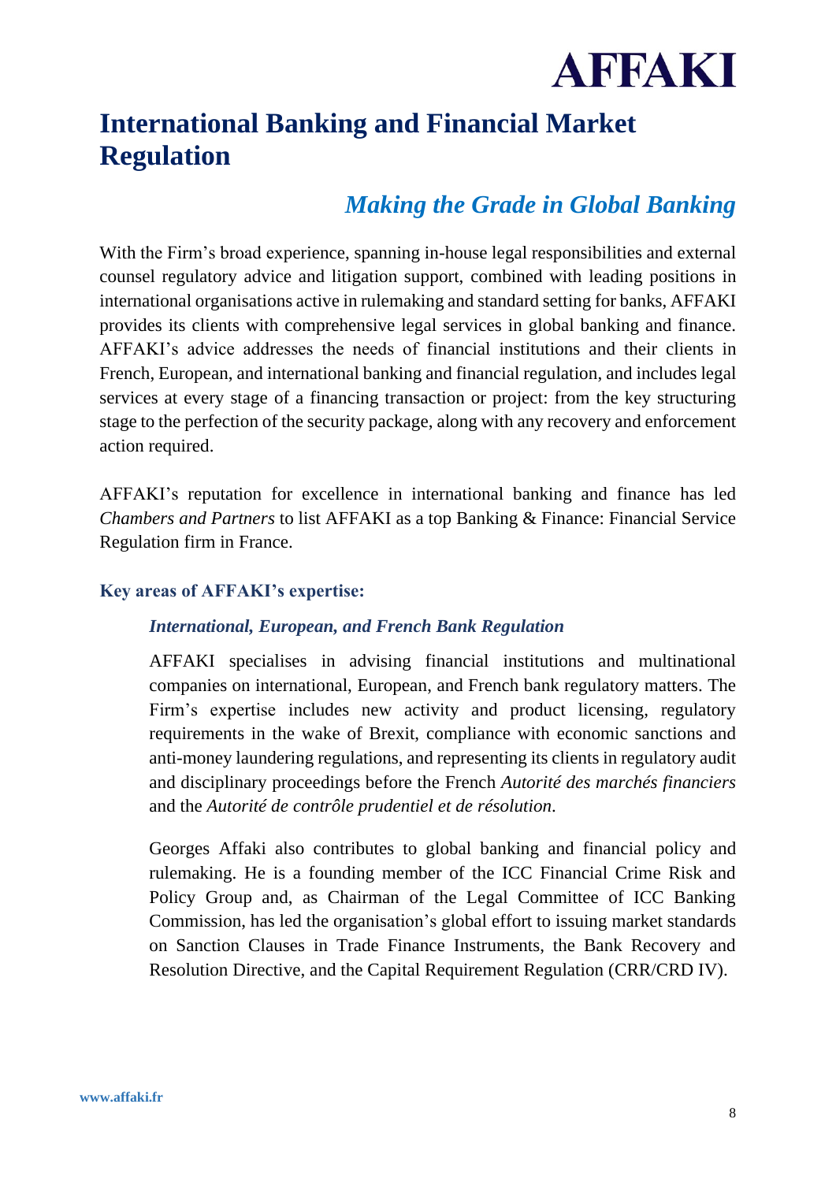# International Banking and Financial Market Regulation

## *Making the Grade in Global Banking*

With the Firm's broad experience, spanning in-house legal responsibilities and external counsel regulatory advice and litigation support, combined with leading positions in international organisations active in rulemaking and standard setting for banks, AFFAKI provides its clients with comprehensive legal services in global banking and finance. AFFAKI's advice addresses the needs of financial institutions and their clients in French, European, and international banking and financial regulation, and includes legal services at every stage of a financing transaction or project: from the key structuring stage to the perfection of the security package, along with any recovery and enforcement action required.

AFFAKI's reputation for excellence in international banking and finance has led *Chambers and Partners* to list AFFAKI as a top Banking & Finance: Financial Service Regulation firm in France.

### Key areas of AFFAKI's expertise:

#### *International, European, and French Bank Regulation*

AFFAKI specialises in advising financial institutions and multinational companies on international, European, and French bank regulatory matters. The Firm's expertise includes new activity and product licensing, regulatory requirements in the wake of Brexit, compliance with economic sanctions and anti-money laundering regulations, and representing its clients in regulatory audit and disciplinary proceedings before the French *Autorité des marchés financiers* and the *Autorité de contrôle prudentiel et de résolution*.

Georges Affaki also contributes to global banking and financial policy and rulemaking. He is a founding member of the ICC Financial Crime Risk and Policy Group and, as Chairman of the Legal Committee of ICC Banking Commission, has led the organisation's global effort to issuing market standards on Sanction Clauses in Trade Finance Instruments, the Bank Recovery and Resolution Directive, and the Capital Requirement Regulation (CRR/CRD IV).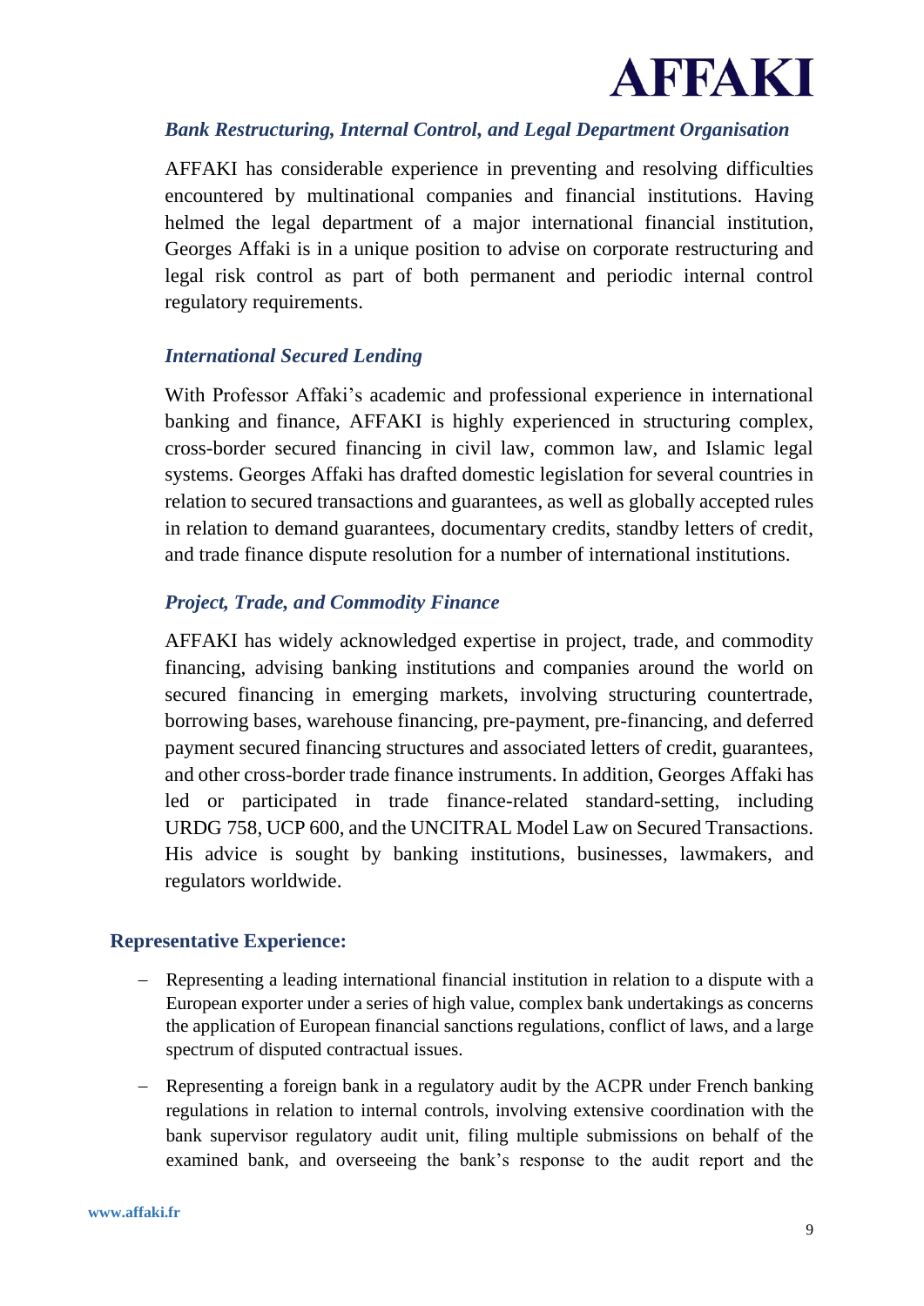### *Bank Restructuring, Internal Control, and Legal Department Organisation*

AFFAKI has considerable experience in preventing and resolving difficulties encountered by multinational companies and financial institutions. Having helmed the legal department of a major international financial institution, Georges Affaki is in a unique position to advise on corporate restructuring and legal risk control as part of both permanent and periodic internal control regulatory requirements.

### *International Secured Lending*

With Professor Affaki's academic and professional experience in international banking and finance, AFFAKI is highly experienced in structuring complex, cross-border secured financing in civil law, common law, and Islamic legal systems. Georges Affaki has drafted domestic legislation for several countries in relation to secured transactions and guarantees, as well as globally accepted rules in relation to demand guarantees, documentary credits, standby letters of credit, and trade finance dispute resolution for a number of international institutions.

### *Project, Trade, and Commodity Finance*

AFFAKI has widely acknowledged expertise in project, trade, and commodity financing, advising banking institutions and companies around the world on secured financing in emerging markets, involving structuring countertrade, borrowing bases, warehouse financing, pre-payment, pre-financing, and deferred payment secured financing structures and associated letters of credit, guarantees, and other cross-border trade finance instruments. In addition, Georges Affaki has led or participated in trade finance-related standard-setting, including URDG 758, UCP 600, and the UNCITRAL Model Law on Secured Transactions. His advice is sought by banking institutions, businesses, lawmakers, and regulators worldwide.

## Representative Experience:

- Representing a leading international financial institution in relation to a dispute with a European exporter under a series of high value, complex bank undertakings as concerns the application of European financial sanctions regulations, conflict of laws, and a large spectrum of disputed contractual issues.
- Representing a foreign bank in a regulatory audit by the ACPR under French banking regulations in relation to internal controls, involving extensive coordination with the bank supervisor regulatory audit unit, filing multiple submissions on behalf of the examined bank, and overseeing the bank's response to the audit report and the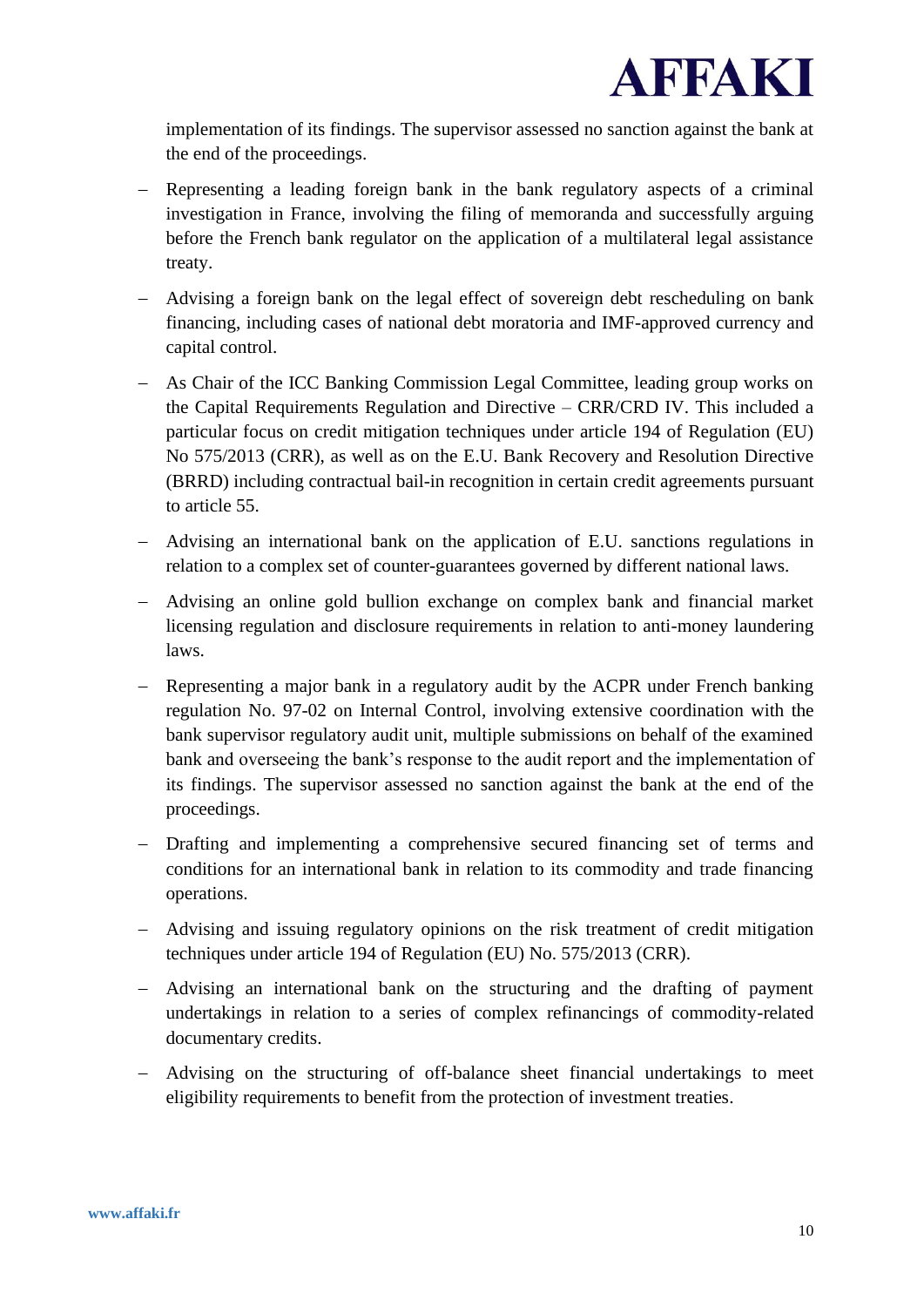implementation of its findings. The supervisor assessed no sanction against the bank at the end of the proceedings.

- Representing a leading foreign bank in the bank regulatory aspects of a criminal investigation in France, involving the filing of memoranda and successfully arguing before the French bank regulator on the application of a multilateral legal assistance treaty.
- Advising a foreign bank on the legal effect of sovereign debt rescheduling on bank financing, including cases of national debt moratoria and IMF-approved currency and capital control.
- As Chair of the ICC Banking Commission Legal Committee, leading group works on the Capital Requirements Regulation and Directive – CRR/CRD IV. This included a particular focus on credit mitigation techniques under article 194 of Regulation (EU) No 575/2013 (CRR), as well as on the E.U. Bank Recovery and Resolution Directive (BRRD) including contractual bail-in recognition in certain credit agreements pursuant to article 55.
- Advising an international bank on the application of E.U. sanctions regulations in relation to a complex set of counter-guarantees governed by different national laws.
- Advising an online gold bullion exchange on complex bank and financial market licensing regulation and disclosure requirements in relation to anti-money laundering laws.
- Representing a major bank in a regulatory audit by the ACPR under French banking regulation No. 97-02 on Internal Control, involving extensive coordination with the bank supervisor regulatory audit unit, multiple submissions on behalf of the examined bank and overseeing the bank's response to the audit report and the implementation of its findings. The supervisor assessed no sanction against the bank at the end of the proceedings.
- Drafting and implementing a comprehensive secured financing set of terms and conditions for an international bank in relation to its commodity and trade financing operations.
- Advising and issuing regulatory opinions on the risk treatment of credit mitigation techniques under article 194 of Regulation (EU) No. 575/2013 (CRR).
- Advising an international bank on the structuring and the drafting of payment undertakings in relation to a series of complex refinancings of commodity-related documentary credits.
- Advising on the structuring of off-balance sheet financial undertakings to meet eligibility requirements to benefit from the protection of investment treaties.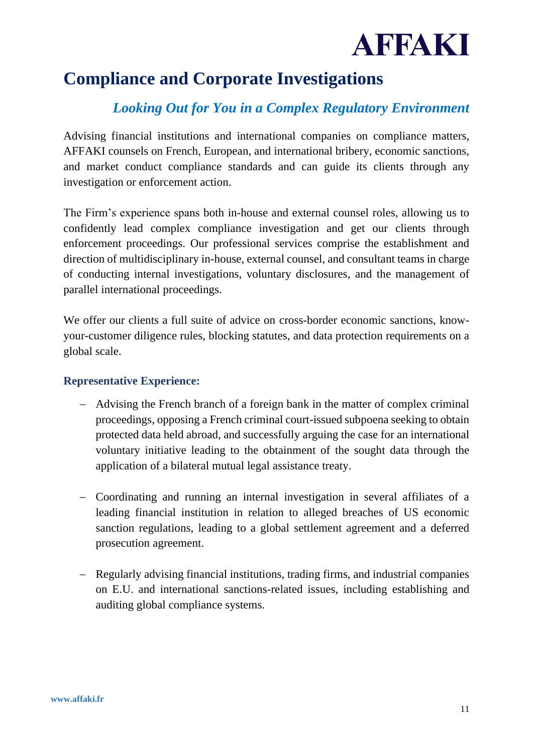# Compliance and Corporate Investigations

## *Looking Out for You in a Complex Regulatory Environment*

Advising financial institutions and international companies on compliance matters, AFFAKI counsels on French, European, and international bribery, economic sanctions, and market conduct compliance standards and can guide its clients through any investigation or enforcement action.

The Firm's experience spans both in-house and external counsel roles, allowing us to confidently lead complex compliance investigation and get our clients through enforcement proceedings. Our professional services comprise the establishment and direction of multidisciplinary in-house, external counsel, and consultant teams in charge of conducting internal investigations, voluntary disclosures, and the management of parallel international proceedings.

We offer our clients a full suite of advice on cross-border economic sanctions, know-your-customer diligence rules, blocking statutes, and data protection requirements on a global scale.

### Representative Experience:

- Advising the French branch of a foreign bank in the matter of complex criminal proceedings, opposing a French criminal court-issued subpoena seeking to obtain protected data held abroad, and successfully arguing the case for an international voluntary initiative leading to the obtainment of the sought data through the application of a bilateral mutual legal assistance treaty.

- Coordinating and running an internal investigation in several affiliates of a leading financial institution in relation to alleged breaches of US economic sanction regulations, leading to a global settlement agreement and a deferred prosecution agreement.

- Regularly advising financial institutions, trading firms, and industrial companies on E.U. and international sanctions-related issues, including establishing and auditing global compliance systems.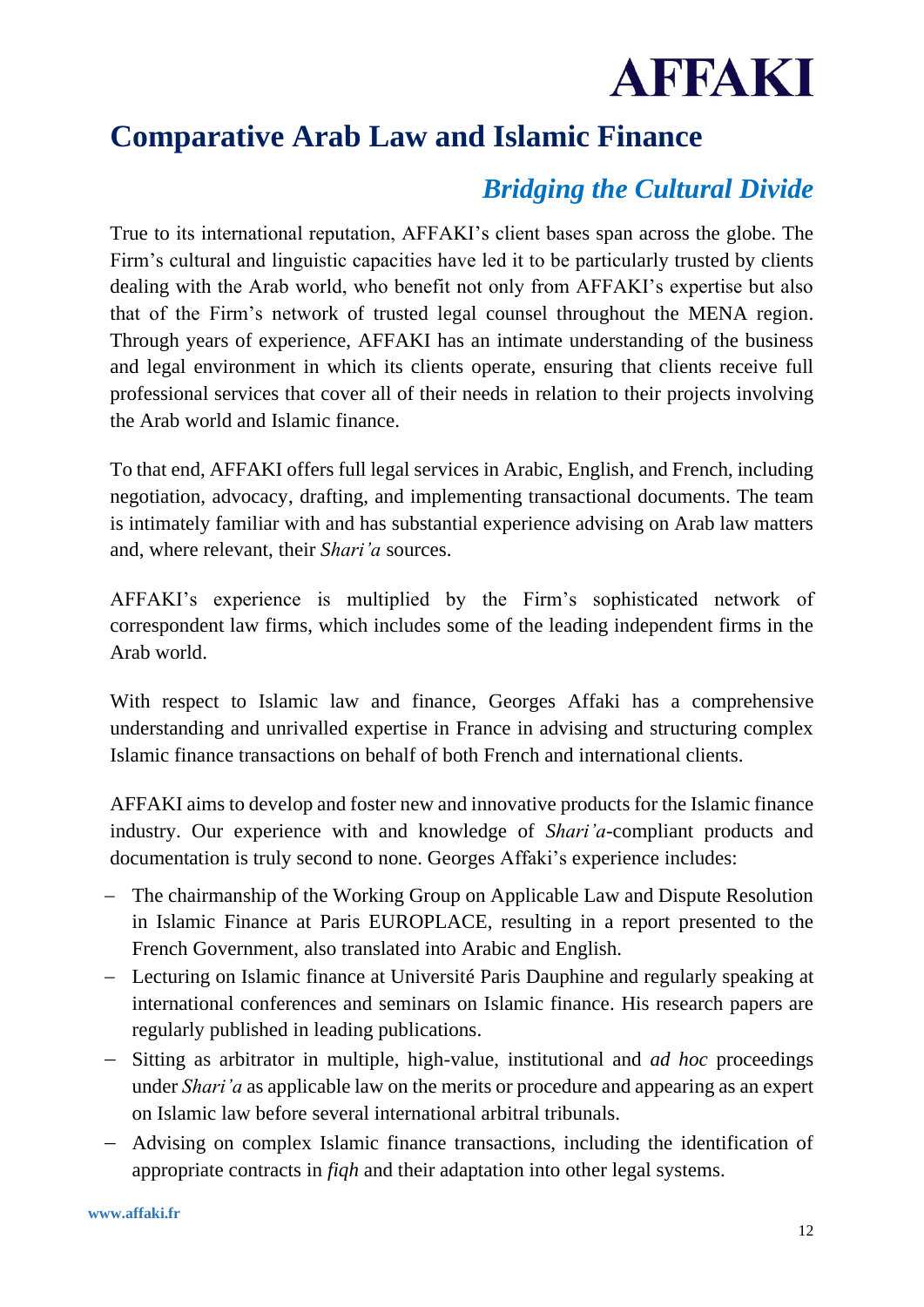# Comparative Arab Law and Islamic Finance

## *Bridging the Cultural Divide*

True to its international reputation, AFFAKI's client bases span across the globe. The Firm's cultural and linguistic capacities have led it to be particularly trusted by clients dealing with the Arab world, who benefit not only from AFFAKI's expertise but also that of the Firm's network of trusted legal counsel throughout the MENA region. Through years of experience, AFFAKI has an intimate understanding of the business and legal environment in which its clients operate, ensuring that clients receive full professional services that cover all of their needs in relation to their projects involving the Arab world and Islamic finance.

To that end, AFFAKI offers full legal services in Arabic, English, and French, including negotiation, advocacy, drafting, and implementing transactional documents. The team is intimately familiar with and has substantial experience advising on Arab law matters and, where relevant, their *Shari'a* sources.

AFFAKI's experience is multiplied by the Firm's sophisticated network of correspondent law firms, which includes some of the leading independent firms in the Arab world.

With respect to Islamic law and finance, Georges Affaki has a comprehensive understanding and unrivalled expertise in France in advising and structuring complex Islamic finance transactions on behalf of both French and international clients.

AFFAKI aims to develop and foster new and innovative products for the Islamic finance industry. Our experience with and knowledge of *Shari'a*-compliant products and documentation is truly second to none. Georges Affaki's experience includes:

- The chairmanship of the Working Group on Applicable Law and Dispute Resolution in Islamic Finance at Paris EUROPLACE, resulting in a report presented to the French Government, also translated into Arabic and English.
- Lecturing on Islamic finance at Université Paris Dauphine and regularly speaking at international conferences and seminars on Islamic finance. His research papers are regularly published in leading publications.
- Sitting as arbitrator in multiple, high-value, institutional and *ad hoc* proceedings under *Shari'a* as applicable law on the merits or procedure and appearing as an expert on Islamic law before several international arbitral tribunals.
- Advising on complex Islamic finance transactions, including the identification of appropriate contracts in *fiqh* and their adaptation into other legal systems.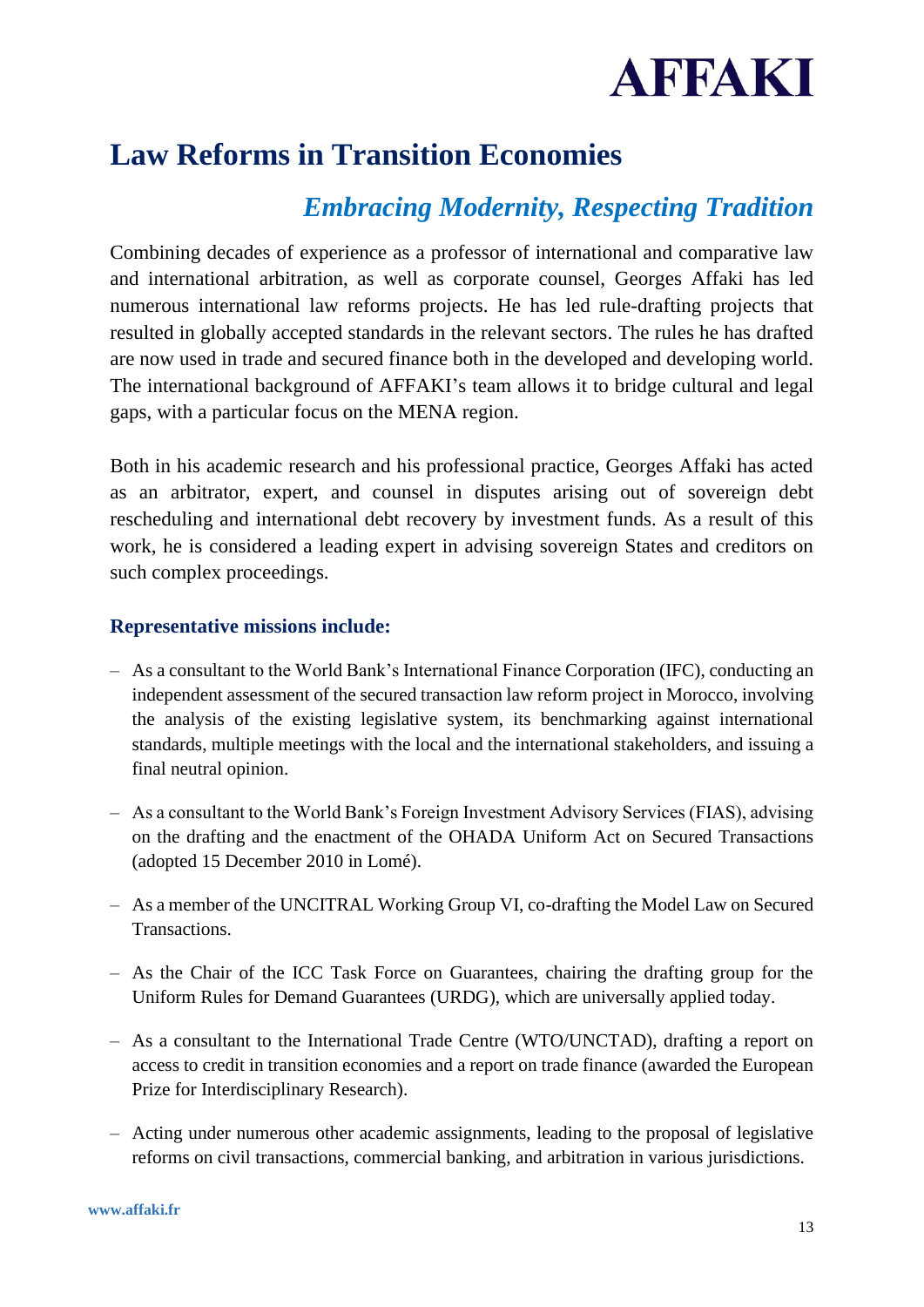# Law Reforms in Transition Economies

## *Embracing Modernity, Respecting Tradition*

Combining decades of experience as a professor of international and comparative law and international arbitration, as well as corporate counsel, Georges Affaki has led numerous international law reforms projects. He has led rule-drafting projects that resulted in globally accepted standards in the relevant sectors. The rules he has drafted are now used in trade and secured finance both in the developed and developing world. The international background of AFFAKI's team allows it to bridge cultural and legal gaps, with a particular focus on the MENA region.

Both in his academic research and his professional practice, Georges Affaki has acted as an arbitrator, expert, and counsel in disputes arising out of sovereign debt rescheduling and international debt recovery by investment funds. As a result of this work, he is considered a leading expert in advising sovereign States and creditors on such complex proceedings.

### Representative missions include:

- As a consultant to the World Bank's International Finance Corporation (IFC), conducting an independent assessment of the secured transaction law reform project in Morocco, involving the analysis of the existing legislative system, its benchmarking against international standards, multiple meetings with the local and the international stakeholders, and issuing a final neutral opinion.
- As a consultant to the World Bank's Foreign Investment Advisory Services (FIAS), advising on the drafting and the enactment of the OHADA Uniform Act on Secured Transactions (adopted 15 December 2010 in Lomé).
- As a member of the UNCITRAL Working Group VI, co-drafting the Model Law on Secured Transactions.
- As the Chair of the ICC Task Force on Guarantees, chairing the drafting group for the Uniform Rules for Demand Guarantees (URDG), which are universally applied today.
- As a consultant to the International Trade Centre (WTO/UNCTAD), drafting a report on access to credit in transition economies and a report on trade finance (awarded the European Prize for Interdisciplinary Research).
- Acting under numerous other academic assignments, leading to the proposal of legislative reforms on civil transactions, commercial banking, and arbitration in various jurisdictions.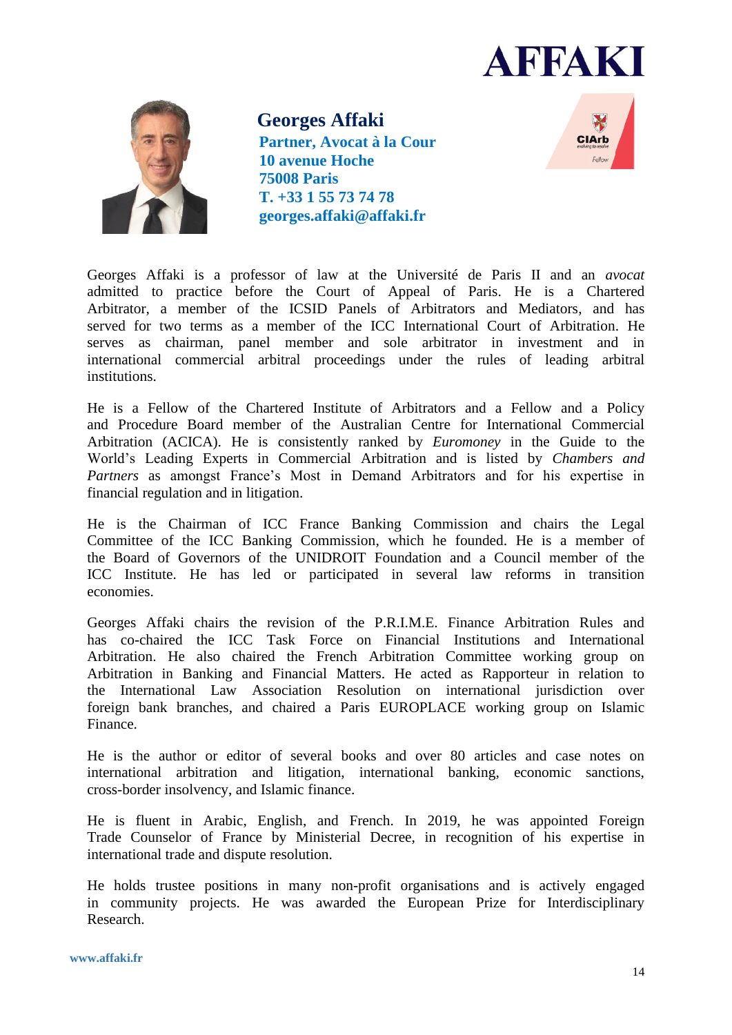## Georges Affaki

**Partner, Avocat à la Cour**
**10 avenue Hoche**
**75008 Paris**
**T. +33 1 55 73 74 78**
**georges.affaki@affaki.fr**

Georges Affaki is a professor of law at the Université de Paris II and an *avocat* admitted to practice before the Court of Appeal of Paris. He is a Chartered Arbitrator, a member of the ICSID Panels of Arbitrators and Mediators, and has served for two terms as a member of the ICC International Court of Arbitration. He serves as chairman, panel member and sole arbitrator in investment and in international commercial arbitral proceedings under the rules of leading arbitral institutions.

He is a Fellow of the Chartered Institute of Arbitrators and a Fellow and a Policy and Procedure Board member of the Australian Centre for International Commercial Arbitration (ACICA). He is consistently ranked by *Euromoney* in the Guide to the World's Leading Experts in Commercial Arbitration and is listed by *Chambers and Partners* as amongst France's Most in Demand Arbitrators and for his expertise in financial regulation and in litigation.

He is the Chairman of ICC France Banking Commission and chairs the Legal Committee of the ICC Banking Commission, which he founded. He is a member of the Board of Governors of the UNIDROIT Foundation and a Council member of the ICC Institute. He has led or participated in several law reforms in transition economies.

Georges Affaki chairs the revision of the P.R.I.M.E. Finance Arbitration Rules and has co-chaired the ICC Task Force on Financial Institutions and International Arbitration. He also chaired the French Arbitration Committee working group on Arbitration in Banking and Financial Matters. He acted as Rapporteur in relation to the International Law Association Resolution on international jurisdiction over foreign bank branches, and chaired a Paris EUROPLACE working group on Islamic Finance.

He is the author or editor of several books and over 80 articles and case notes on international arbitration and litigation, international banking, economic sanctions, cross-border insolvency, and Islamic finance.

He is fluent in Arabic, English, and French. In 2019, he was appointed Foreign Trade Counselor of France by Ministerial Decree, in recognition of his expertise in international trade and dispute resolution.

He holds trustee positions in many non-profit organisations and is actively engaged in community projects. He was awarded the European Prize for Interdisciplinary Research.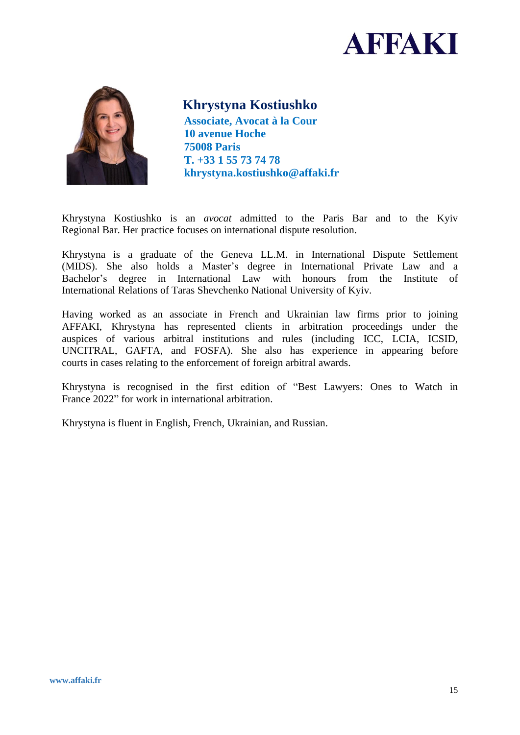## Khrystyna Kostiushko

**Associate, Avocat à la Cour**
**10 avenue Hoche**
**75008 Paris**
**T. +33 1 55 73 74 78**
**khrystyna.kostiushko@affaki.fr**

Khrystyna Kostiushko is an *avocat* admitted to the Paris Bar and to the Kyiv Regional Bar. Her practice focuses on international dispute resolution.

Khrystyna is a graduate of the Geneva LL.M. in International Dispute Settlement (MIDS). She also holds a Master's degree in International Private Law and a Bachelor's degree in International Law with honours from the Institute of International Relations of Taras Shevchenko National University of Kyiv.

Having worked as an associate in French and Ukrainian law firms prior to joining AFFAKI, Khrystyna has represented clients in arbitration proceedings under the auspices of various arbitral institutions and rules (including ICC, LCIA, ICSID, UNCITRAL, GAFTA, and FOSFA). She also has experience in appearing before courts in cases relating to the enforcement of foreign arbitral awards.

Khrystyna is recognised in the first edition of "Best Lawyers: Ones to Watch in France 2022" for work in international arbitration.

Khrystyna is fluent in English, French, Ukrainian, and Russian.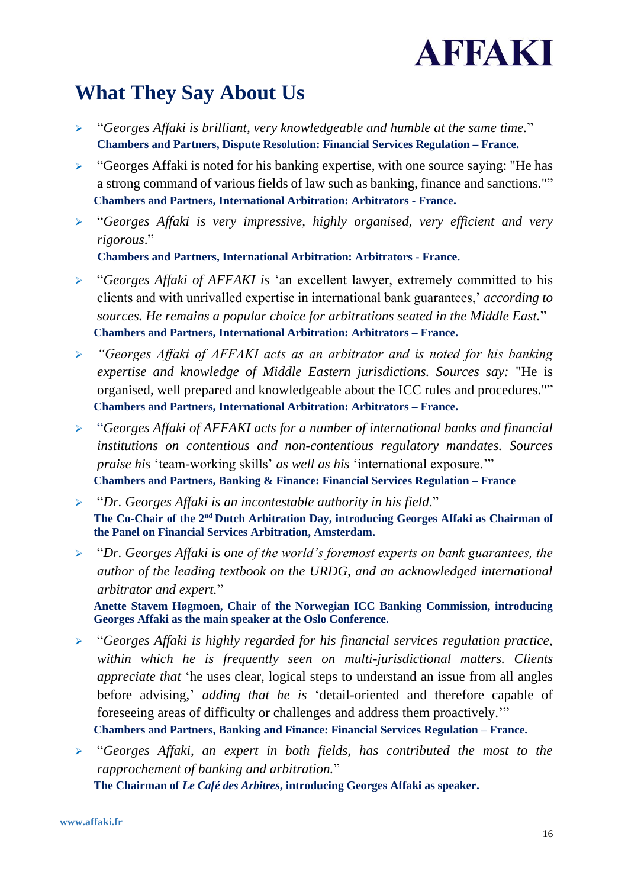## What They Say About Us

- "*Georges Affaki is brilliant, very knowledgeable and humble at the same time.*"
  **Chambers and Partners, Dispute Resolution: Financial Services Regulation – France.**

- "Georges Affaki is noted for his banking expertise, with one source saying: "He has a strong command of various fields of law such as banking, finance and sanctions.""
  **Chambers and Partners, International Arbitration: Arbitrators - France.**

- "*Georges Affaki is very impressive, highly organised, very efficient and very rigorous*."
  **Chambers and Partners, International Arbitration: Arbitrators - France.**

- "*Georges Affaki of AFFAKI is* 'an excellent lawyer, extremely committed to his clients and with unrivalled expertise in international bank guarantees,' *according to sources. He remains a popular choice for arbitrations seated in the Middle East.*"
  **Chambers and Partners, International Arbitration: Arbitrators – France.**

- *"Georges Affaki of AFFAKI acts as an arbitrator and is noted for his banking expertise and knowledge of Middle Eastern jurisdictions. Sources say:* "He is organised, well prepared and knowledgeable about the ICC rules and procedures.""
  **Chambers and Partners, International Arbitration: Arbitrators – France.**

- "*Georges Affaki of AFFAKI acts for a number of international banks and financial institutions on contentious and non-contentious regulatory mandates. Sources praise his* 'team-working skills' *as well as his* 'international exposure.'"
  **Chambers and Partners, Banking & Finance: Financial Services Regulation – France**

- "*Dr. Georges Affaki is an incontestable authority in his field*."
  **The Co-Chair of the 2nd Dutch Arbitration Day, introducing Georges Affaki as Chairman of the Panel on Financial Services Arbitration, Amsterdam.**

- "*Dr. Georges Affaki is one of the world's foremost experts on bank guarantees, the author of the leading textbook on the URDG, and an acknowledged international arbitrator and expert.*"
  **Anette Stavem Høgmoen, Chair of the Norwegian ICC Banking Commission, introducing Georges Affaki as the main speaker at the Oslo Conference.**

- "*Georges Affaki is highly regarded for his financial services regulation practice, within which he is frequently seen on multi-jurisdictional matters. Clients appreciate that* 'he uses clear, logical steps to understand an issue from all angles before advising,' *adding that he is* 'detail-oriented and therefore capable of foreseeing areas of difficulty or challenges and address them proactively.'"
  **Chambers and Partners, Banking and Finance: Financial Services Regulation – France.**

- "*Georges Affaki, an expert in both fields, has contributed the most to the rapprochement of banking and arbitration.*"
  **The Chairman of *Le Café des Arbitres*, introducing Georges Affaki as speaker.**

www.affaki.fr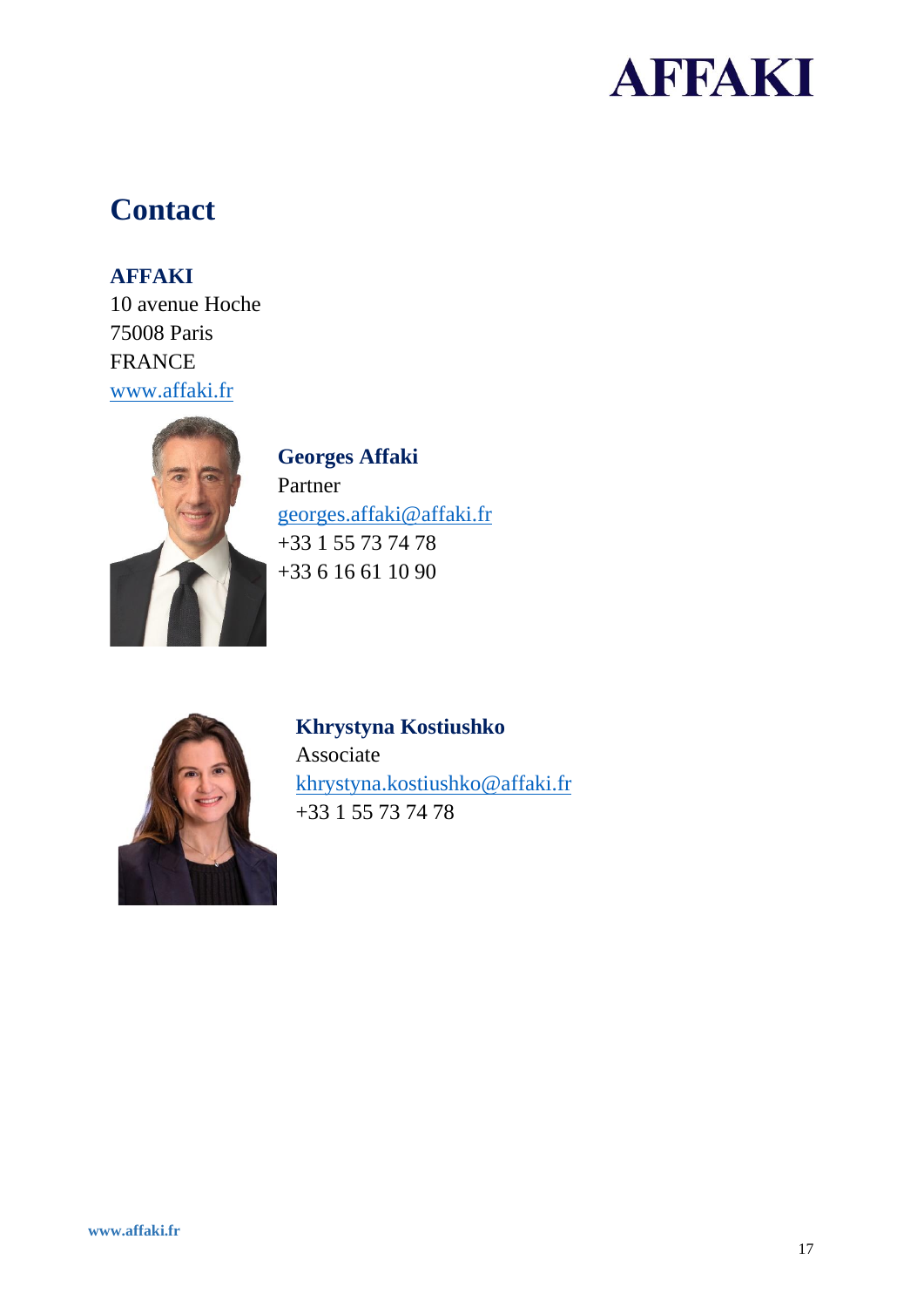# Contact

**AFFAKI**
10 avenue Hoche
75008 Paris
FRANCE
www.affaki.fr

**Georges Affaki**
Partner
georges.affaki@affaki.fr
+33 1 55 73 74 78
+33 6 16 61 10 90

**Khrystyna Kostiushko**
Associate
khrystyna.kostiushko@affaki.fr
+33 1 55 73 74 78